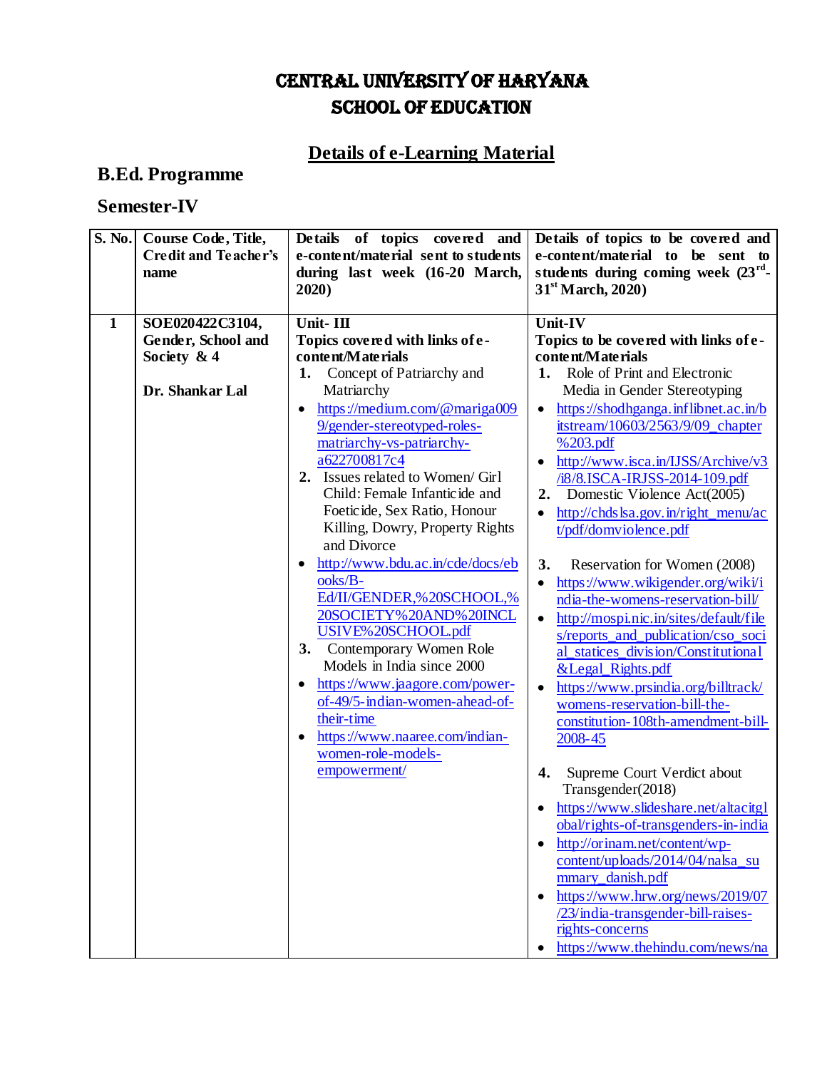# CENTRAL UNIVERSITY OF HARYANA
# SCHOOL OF EDUCATION

## Details of e-Learning Material

### B.Ed. Programme

### Semester-IV

| S. No. | Course Code, Title, Credit and Teacher's name | Details of topics covered and e-content/material sent to students during last week (16-20 March, 2020) | Details of topics to be covered and e-content/material to be sent to students during coming week (23rd-31st March, 2020) |
|---|---|---|---|
| 1 | **SOE020422C3104, Gender, School and Society & 4**<br><br>**Dr. Shankar Lal** | **Unit- III**<br>**Topics covered with links of e-content/Materials**<br>**1.** Concept of Patriarchy and Matriarchy<br>• https://medium.com/@mariga0099/gender-stereotyped-roles-matriarchy-vs-patriarchy-a622700817c4<br>**2.** Issues related to Women/ Girl Child: Female Infanticide and Foeticide, Sex Ratio, Honour Killing, Dowry, Property Rights and Divorce<br>• http://www.bdu.ac.in/cde/docs/ebooks/B-Ed/II/GENDER,%20SCHOOL,%20SOCIETY%20AND%20INCLUSIVE%20SCHOOL.pdf<br>**3.** Contemporary Women Role Models in India since 2000<br>• https://www.jaagore.com/power-of-49/5-indian-women-ahead-of-their-time<br>• https://www.naaree.com/indian-women-role-models-empowerment/ | **Unit-IV**<br>**Topics to be covered with links of e-content/Materials**<br>**1.** Role of Print and Electronic Media in Gender Stereotyping<br>• https://shodhganga.inflibnet.ac.in/bitstream/10603/2563/9/09_chapter%203.pdf<br>• http://www.isca.in/IJSS/Archive/v3/i8/8.ISCA-IRJSS-2014-109.pdf<br>**2.** Domestic Violence Act(2005)<br>• http://chdslsa.gov.in/right_menu/act/pdf/domviolence.pdf<br>**3.** Reservation for Women (2008)<br>• https://www.wikigender.org/wiki/india-the-womens-reservation-bill/<br>• http://mospi.nic.in/sites/default/files/reports_and_publication/cso_social_statices_division/Constitutional&Legal_Rights.pdf<br>• https://www.prsindia.org/billtrack/womens-reservation-bill-the-constitution-108th-amendment-bill-2008-45<br>**4.** Supreme Court Verdict about Transgender(2018)<br>• https://www.slideshare.net/altacitglobal/rights-of-transgenders-in-india<br>• http://orinam.net/content/wp-content/uploads/2014/04/nalsa_summary_danish.pdf<br>• https://www.hrw.org/news/2019/07/23/india-transgender-bill-raises-rights-concerns<br>• https://www.thehindu.com/news/na |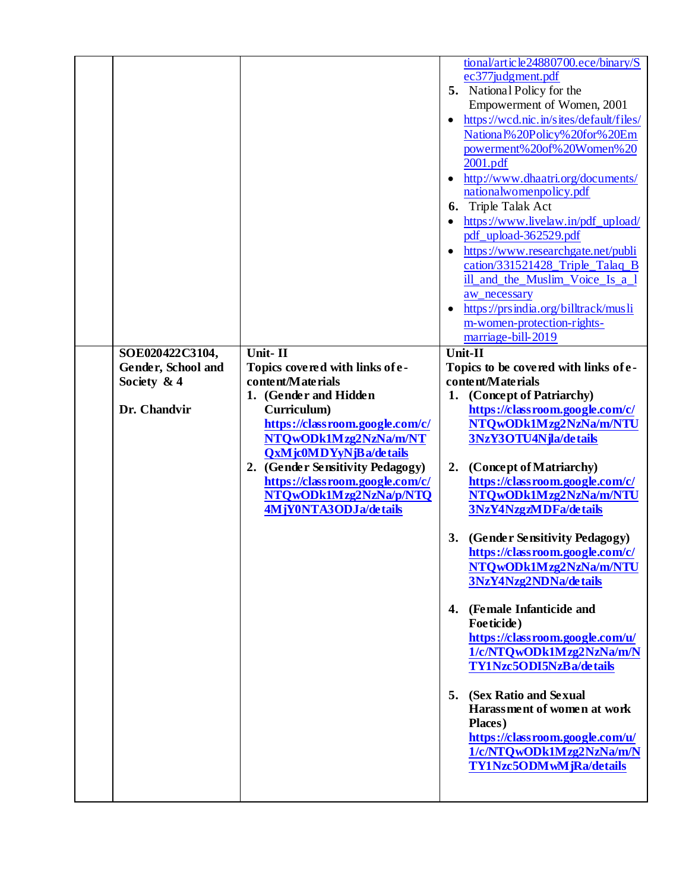| | | | |
|---|---|---|---|
| | | | tional/article24880700.ece/binary/Sec377judgment.pdf<br>**5.** National Policy for the Empowerment of Women, 2001<br>• https://wcd.nic.in/sites/default/files/National%20Policy%20for%20Empowerment%20of%20Women%202001.pdf<br>• http://www.dhaatri.org/documents/nationalwomenpolicy.pdf<br>**6.** Triple Talak Act<br>• https://www.livelaw.in/pdf_upload/pdf_upload-362529.pdf<br>• https://www.researchgate.net/publication/331521428_Triple_Talaq_Bill_and_the_Muslim_Voice_Is_a_law_necessary<br>• https://prsindia.org/billtrack/muslim-women-protection-rights-marriage-bill-2019 |
| | **SOE020422C3104, Gender, School and Society & 4**<br><br>**Dr. Chandvir** | **Unit- II**<br>**Topics covered with links of e-content/Materials**<br>**1. (Gender and Hidden Curriculum)** **https://classroom.google.com/c/NTQwODk1Mzg2NzNa/m/NTQxMjc0MDYyNjBa/details**<br>**2. (Gender Sensitivity Pedagogy)** **https://classroom.google.com/c/NTQwODk1Mzg2NzNa/p/NTQ4MjY0NTA3ODJa/details** | **Unit-II**<br>**Topics to be covered with links of e-content/Materials**<br>**1. (Concept of Patriarchy)** **https://classroom.google.com/c/NTQwODk1Mzg2NzNa/m/NTU3NzY3OTU4Njla/details**<br>**2. (Concept of Matriarchy)** **https://classroom.google.com/c/NTQwODk1Mzg2NzNa/m/NTU3NzY4NzgzMDFa/details**<br>**3. (Gender Sensitivity Pedagogy)** **https://classroom.google.com/c/NTQwODk1Mzg2NzNa/m/NTU3NzY4Nzg2NDNa/details**<br>**4. (Female Infanticide and Foeticide)** **https://classroom.google.com/u/1/c/NTQwODk1Mzg2NzNa/m/NTY1Nzc5ODI5NzBa/details**<br>**5. (Sex Ratio and Sexual Harassment of women at work Places)** **https://classroom.google.com/u/1/c/NTQwODk1Mzg2NzNa/m/NTY1Nzc5ODMwMjRa/details** |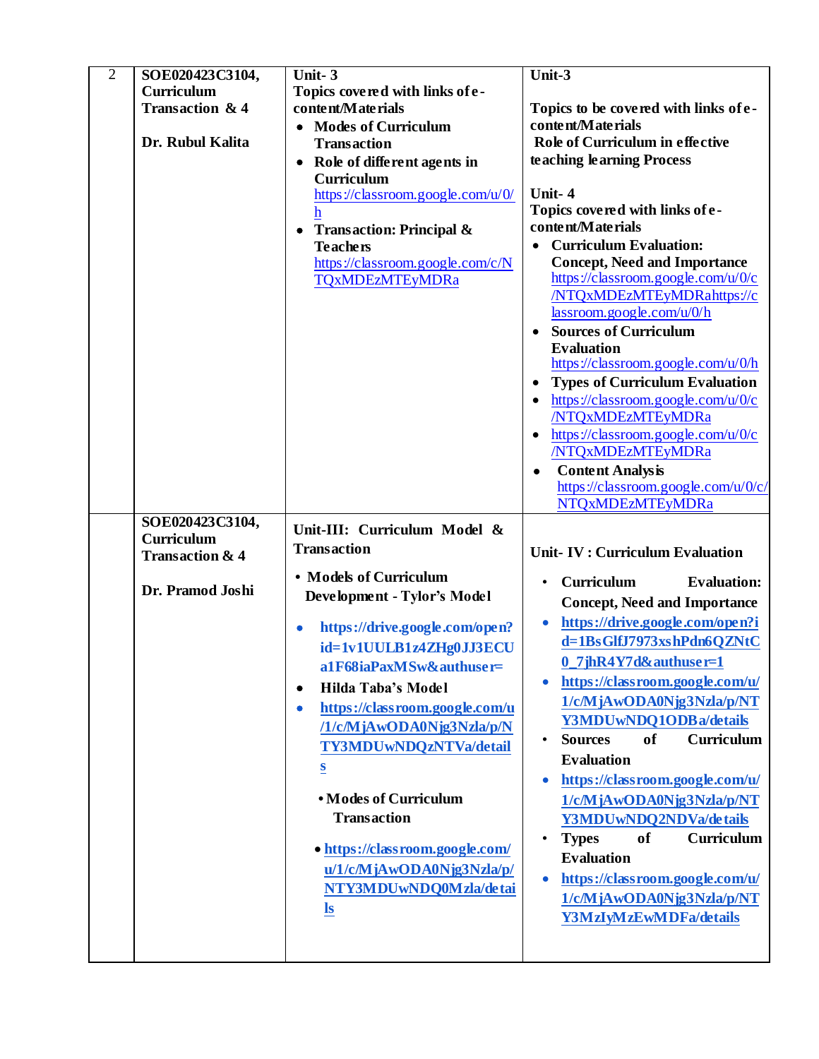| | | | |
|---|---|---|---|
| 2 | **SOE020423C3104, Curriculum Transaction & 4**<br><br>**Dr. Rubul Kalita** | **Unit- 3**<br>**Topics covered with links of e-content/Materials**<br>• **Modes of Curriculum Transaction**<br>• **Role of different agents in Curriculum** https://classroom.google.com/u/0/h<br>• **Transaction: Principal & Teachers** https://classroom.google.com/c/NTQxMDEzMTEyMDRa | **Unit-3**<br><br>**Topics to be covered with links of e-content/Materials**<br>**Role of Curriculum in effective teaching learning Process**<br><br>**Unit- 4**<br>**Topics covered with links of e-content/Materials**<br>• **Curriculum Evaluation: Concept, Need and Importance** https://classroom.google.com/u/0/c/NTQxMDEzMTEyMDRahttps://classroom.google.com/u/0/h<br>• **Sources of Curriculum Evaluation** https://classroom.google.com/u/0/h<br>• **Types of Curriculum Evaluation**<br>• https://classroom.google.com/u/0/c/NTQxMDEzMTEyMDRa<br>• https://classroom.google.com/u/0/c/NTQxMDEzMTEyMDRa<br>• **Content Analysis** https://classroom.google.com/u/0/c/NTQxMDEzMTEyMDRa |
| | **SOE020423C3104, Curriculum Transaction & 4**<br><br>**Dr. Pramod Joshi** | **Unit-III: Curriculum Model & Transaction**<br>• **Models of Curriculum Development - Tylor's Model**<br>• **https://drive.google.com/open?id=1v1UULB1z4ZHg0JJ3ECUa1F68iaPaxMSw&authuser=**<br>• **Hilda Taba's Model**<br>• **https://classroom.google.com/u/1/c/MjAwODA0Njg3Nzla/p/NTY3MDUwNDQzNTVa/details**<br>• **Modes of Curriculum Transaction**<br>• **https://classroom.google.com/u/1/c/MjAwODA0Njg3Nzla/p/NTY3MDUwNDQ0Mzla/details** | **Unit- IV : Curriculum Evaluation**<br>• **Curriculum Evaluation: Concept, Need and Importance**<br>• **https://drive.google.com/open?id=1BsGlfJ7973xshPdn6QZNtC0_7jhR4Y7d&authuser=1**<br>• **https://classroom.google.com/u/1/c/MjAwODA0Njg3Nzla/p/NTY3MDUwNDQ1ODBa/details**<br>• **Sources of Curriculum Evaluation**<br>• **https://classroom.google.com/u/1/c/MjAwODA0Njg3Nzla/p/NTY3MDUwNDQ2NDVa/details**<br>• **Types of Curriculum Evaluation**<br>• **https://classroom.google.com/u/1/c/MjAwODA0Njg3Nzla/p/NTY3MzIyMzEwMDFa/details** |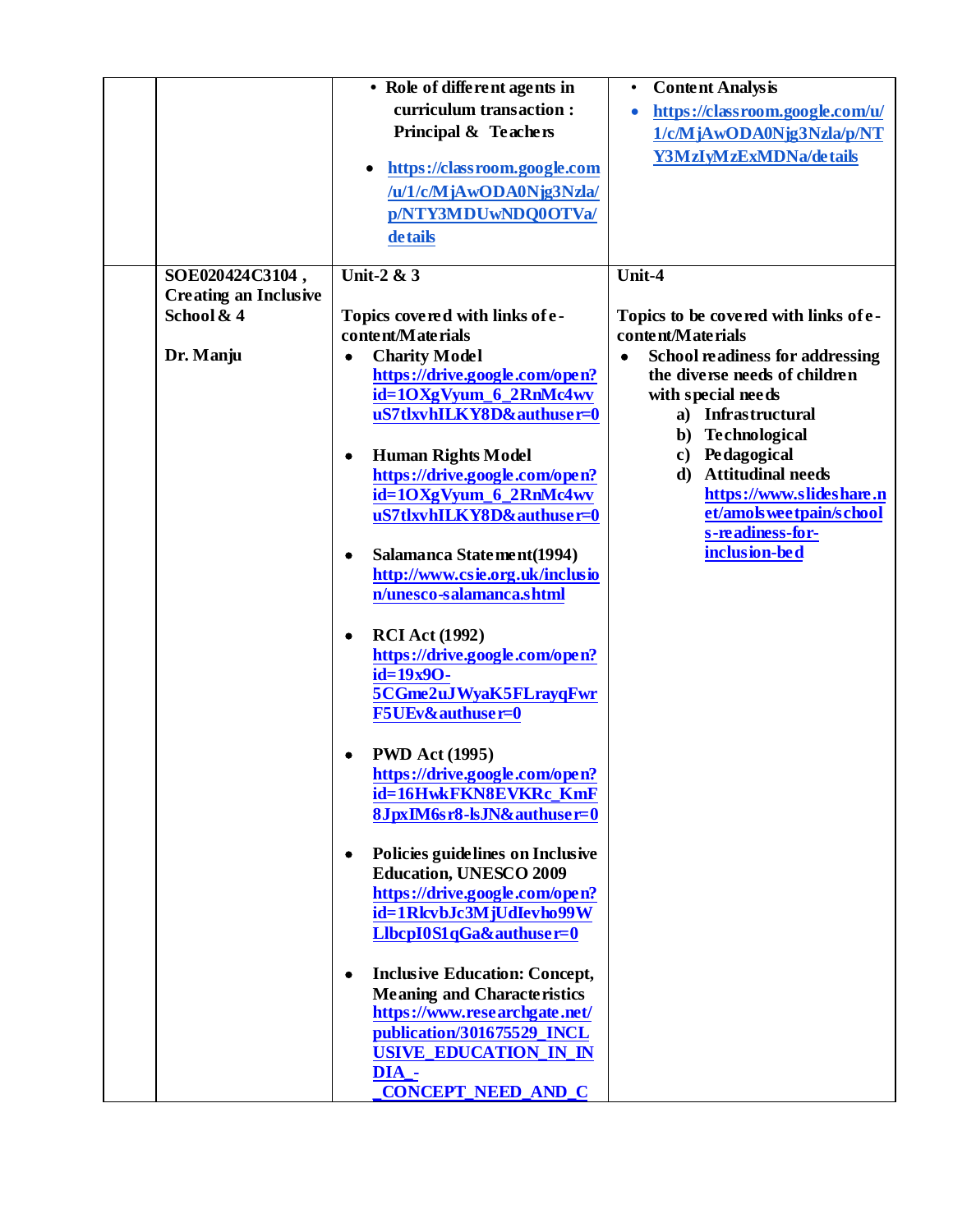| | | • **Role of different agents in curriculum transaction : Principal & Teachers**<br><br>• **https://classroom.google.com/u/1/c/MjAwODA0Njg3Nzla/p/NTY3MDUwNDQ0OTVa/details** | • **Content Analysis**<br>• **https://classroom.google.com/u/1/c/MjAwODA0Njg3Nzla/p/NTY3MzIyMzExMDNa/details** |
|---|---|---|---|
| | **SOE020424C3104 , Creating an Inclusive School & 4**<br><br>**Dr. Manju** | **Unit-2 & 3**<br><br>**Topics covered with links of e-content/Materials**<br>• **Charity Model** **https://drive.google.com/open?id=1OXgVyum_6_2RnMc4wvuS7tlxvhILKY8D&authuser=0**<br><br>• **Human Rights Model** **https://drive.google.com/open?id=1OXgVyum_6_2RnMc4wvuS7tlxvhILKY8D&authuser=0**<br><br>• **Salamanca Statement(1994)** **http://www.csie.org.uk/inclusion/unesco-salamanca.shtml**<br><br>• **RCI Act (1992)** **https://drive.google.com/open?id=19x9O-5CGme2uJWyaK5FLrayqFwrF5UEv&authuser=0**<br><br>• **PWD Act (1995)** **https://drive.google.com/open?id=16HwkFKN8EVKRc_KmF8JpxIM6sr8-lsJN&authuser=0**<br><br>• **Policies guidelines on Inclusive Education, UNESCO 2009** **https://drive.google.com/open?id=1RlcvbJc3MjUdIevho99WLlbcpI0S1qGa&authuser=0**<br><br>• **Inclusive Education: Concept, Meaning and Characteristics** **https://www.researchgate.net/publication/301675529_INCLUSIVE_EDUCATION_IN_INDIA_-_CONCEPT_NEED_AND_C** | **Unit-4**<br><br>**Topics to be covered with links of e-content/Materials**<br>• **School readiness for addressing the diverse needs of children with special needs**<br>**a) Infrastructural**<br>**b) Technological**<br>**c) Pedagogical**<br>**d) Attitudinal needs**<br>**https://www.slideshare.net/amolsweetpain/schools-readiness-for-inclusion-bed** |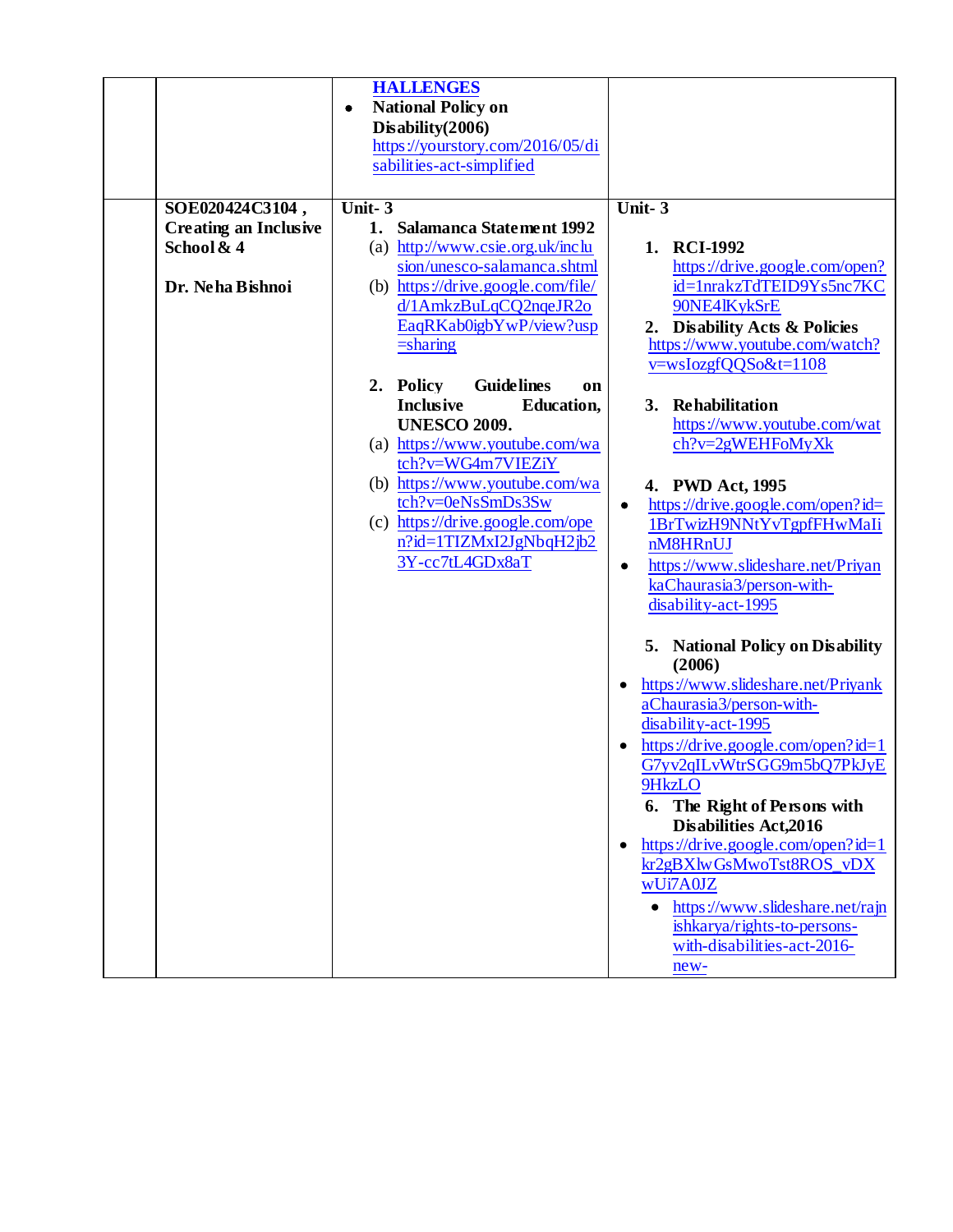| | | | |
|---|---|---|---|
| | | **HALLENGES**<br>• **National Policy on Disability(2006)** https://yourstory.com/2016/05/disabilities-act-simplified | |
| | **SOE020424C3104 , Creating an Inclusive School & 4**<br><br>**Dr. Neha Bishnoi** | **Unit- 3**<br>**1. Salamanca Statement 1992**<br>(a) http://www.csie.org.uk/inclusion/unesco-salamanca.shtml<br>(b) https://drive.google.com/file/d/1AmkzBuLqCQ2nqeJR2oEaqRKab0igbYwP/view?usp=sharing<br><br>**2. Policy Guidelines on Inclusive Education, UNESCO 2009.**<br>(a) https://www.youtube.com/watch?v=WG4m7VIEZiY<br>(b) https://www.youtube.com/watch?v=0eNsSmDs3Sw<br>(c) https://drive.google.com/open?id=1TIZMxI2JgNbqH2jb23Y-cc7tL4GDx8aT | **Unit- 3**<br><br>**1. RCI-1992**<br>https://drive.google.com/open?id=1nrakzTdTEID9Ys5nc7KC90NE4lKykSrE<br>**2. Disability Acts & Policies**<br>https://www.youtube.com/watch?v=wsIozgfQQSo&t=1108<br><br>**3. Rehabilitation**<br>https://www.youtube.com/watch?v=2gWEHFoMyXk<br><br>**4. PWD Act, 1995**<br>• https://drive.google.com/open?id=1BrTwizH9NNtYvTgpfFHwMaIinM8HRnUJ<br>• https://www.slideshare.net/PriyankaChaurasia3/person-with-disability-act-1995<br><br>**5. National Policy on Disability (2006)**<br>• https://www.slideshare.net/PriyankaChaurasia3/person-with-disability-act-1995<br>• https://drive.google.com/open?id=1G7yv2qILvWtrSGG9m5bQ7PkJyE9HkzLO<br>**6. The Right of Persons with Disabilities Act,2016**<br>• https://drive.google.com/open?id=1kr2gBXlwGsMwoTst8ROS_vDXwUi7A0JZ<br>• https://www.slideshare.net/rajnishkarya/rights-to-persons-with-disabilities-act-2016-new- |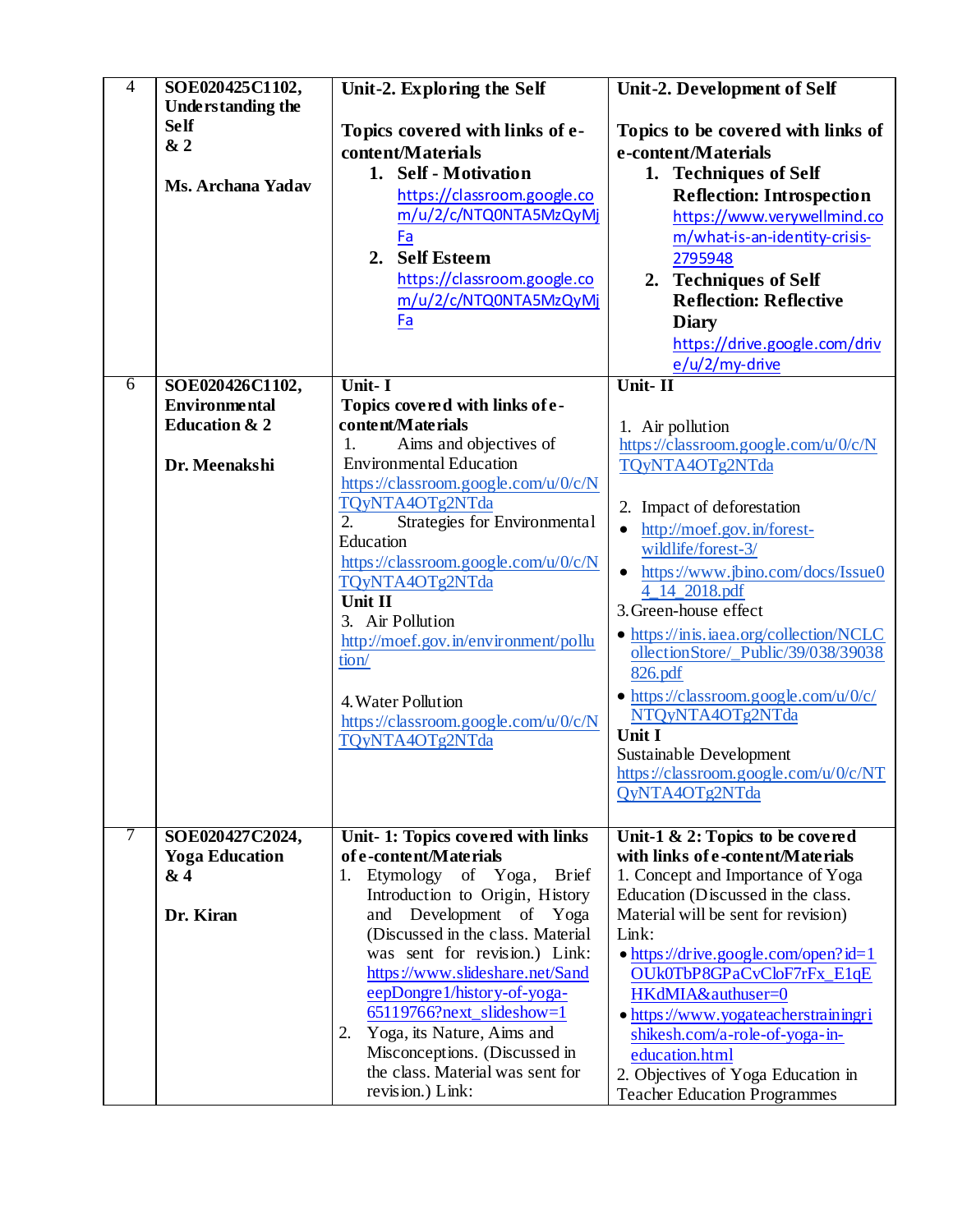| 4 | **SOE020425C1102, Understanding the Self & 2**<br><br>**Ms. Archana Yadav** | **Unit-2. Exploring the Self**<br><br>**Topics covered with links of e-content/Materials**<br>1. **Self - Motivation** https://classroom.google.com/u/2/c/NTQ0NTA5MzQyMjFa<br>2. **Self Esteem** https://classroom.google.com/u/2/c/NTQ0NTA5MzQyMjFa | **Unit-2. Development of Self**<br><br>**Topics to be covered with links of e-content/Materials**<br>1. **Techniques of Self Reflection: Introspection** https://www.verywellmind.com/what-is-an-identity-crisis-2795948<br>2. **Techniques of Self Reflection: Reflective Diary** https://drive.google.com/drive/u/2/my-drive |
|---|---|---|---|
| 6 | **SOE020426C1102, Environmental Education & 2**<br><br>**Dr. Meenakshi** | **Unit- I**<br>**Topics covered with links of e-content/Materials**<br>1. Aims and objectives of Environmental Education https://classroom.google.com/u/0/c/NTQyNTA4OTg2NTda<br>2. Strategies for Environmental Education https://classroom.google.com/u/0/c/NTQyNTA4OTg2NTda<br>**Unit II**<br>3. Air Pollution http://moef.gov.in/environment/pollution/<br><br>4. Water Pollution https://classroom.google.com/u/0/c/NTQyNTA4OTg2NTda | **Unit- II**<br><br>1. Air pollution https://classroom.google.com/u/0/c/NTQyNTA4OTg2NTda<br><br>2. Impact of deforestation<br>• http://moef.gov.in/forest-wildlife/forest-3/<br>• https://www.jbino.com/docs/Issue04_14_2018.pdf<br>3. Green-house effect<br>• https://inis.iaea.org/collection/NCLCollectionStore/_Public/39/038/39038826.pdf<br>• https://classroom.google.com/u/0/c/NTQyNTA4OTg2NTda<br>**Unit I**<br>Sustainable Development https://classroom.google.com/u/0/c/NTQyNTA4OTg2NTda |
| 7 | **SOE020427C2024, Yoga Education & 4**<br><br>**Dr. Kiran** | **Unit- 1: Topics covered with links of e-content/Materials**<br>1. Etymology of Yoga, Brief Introduction to Origin, History and Development of Yoga (Discussed in the class. Material was sent for revision.) Link: https://www.slideshare.net/SandeepDongre1/history-of-yoga-65119766?next_slideshow=1<br>2. Yoga, its Nature, Aims and Misconceptions. (Discussed in the class. Material was sent for revision.) Link: | **Unit-1 & 2: Topics to be covered with links of e-content/Materials**<br>1. Concept and Importance of Yoga Education (Discussed in the class. Material will be sent for revision)<br>Link:<br>• https://drive.google.com/open?id=1OUk0TbP8GPaCvCloF7rFx_E1qEHKdMIA&authuser=0<br>• https://www.yogateacherstrainingrishikesh.com/a-role-of-yoga-in-education.html<br>2. Objectives of Yoga Education in Teacher Education Programmes |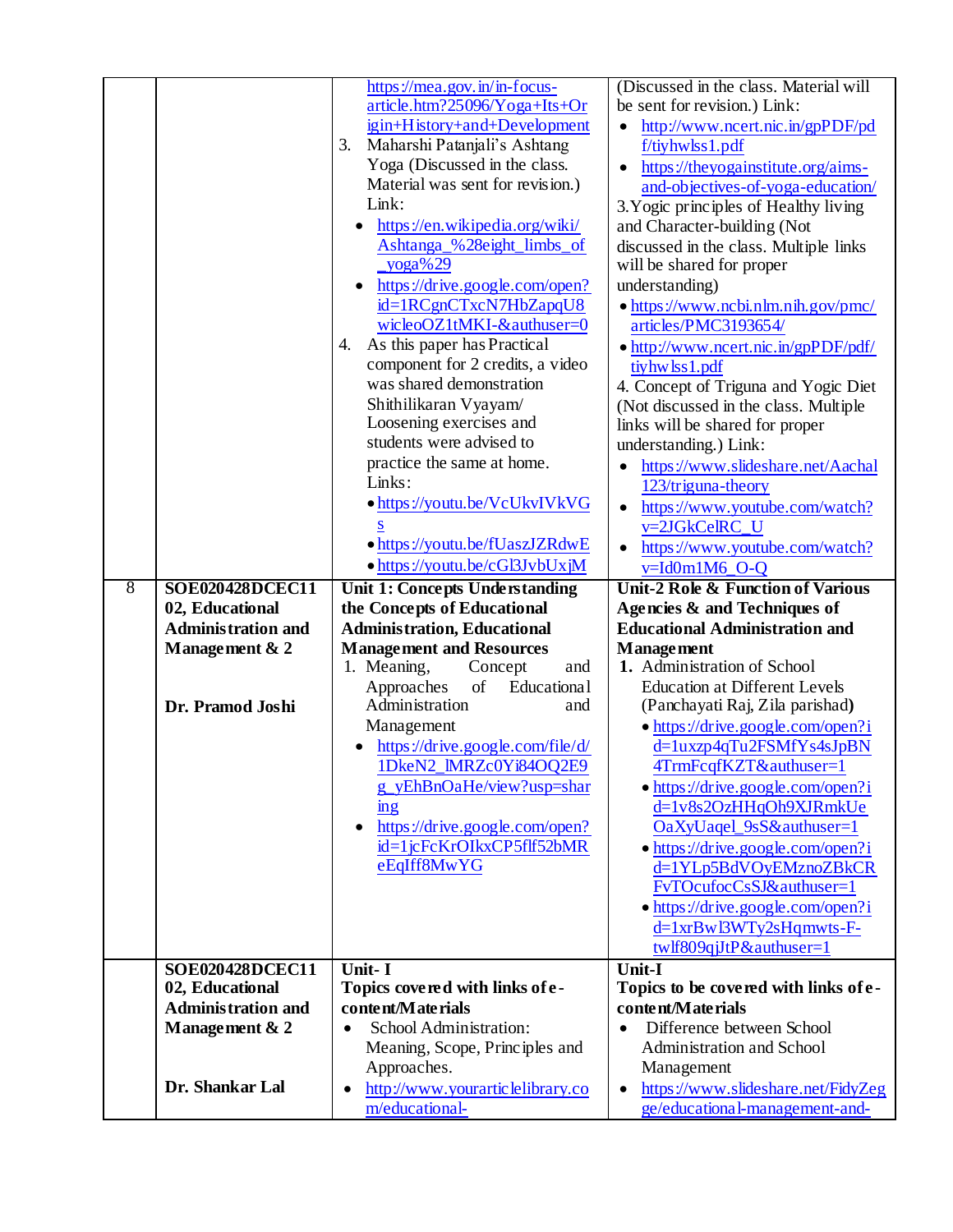| | | | |
|---|---|---|---|
| | | https://mea.gov.in/in-focus-article.htm?25096/Yoga+Its+Origin+History+and+Development<br>3. Maharshi Patanjali's Ashtang Yoga (Discussed in the class. Material was sent for revision.) Link:<br>• https://en.wikipedia.org/wiki/Ashtanga_%28eight_limbs_of_yoga%29<br>• https://drive.google.com/open?id=1RCgnCTxcN7HbZapqU8wicleoOZ1tMKI-&authuser=0<br>4. As this paper has Practical component for 2 credits, a video was shared demonstration Shithilikaran Vyayam/ Loosening exercises and students were advised to practice the same at home. Links:<br>• https://youtu.be/VcUkvIVkVGs<br>• https://youtu.be/fUaszJZRdwE<br>• https://youtu.be/cGl3JvbUxjM | (Discussed in the class. Material will be sent for revision.) Link:<br>• http://www.ncert.nic.in/gpPDF/pdf/tiyhwlss1.pdf<br>• https://theyogainstitute.org/aims-and-objectives-of-yoga-education/<br>3.Yogic principles of Healthy living and Character-building (Not discussed in the class. Multiple links will be shared for proper understanding)<br>• https://www.ncbi.nlm.nih.gov/pmc/articles/PMC3193654/<br>• http://www.ncert.nic.in/gpPDF/pdf/tiyhwlss1.pdf<br>4. Concept of Triguna and Yogic Diet (Not discussed in the class. Multiple links will be shared for proper understanding.) Link:<br>• https://www.slideshare.net/Aachal123/triguna-theory<br>• https://www.youtube.com/watch?v=2JGkCelRC_U<br>• https://www.youtube.com/watch?v=Id0m1M6_O-Q |
| 8 | **SOE020428DCEC1102, Educational Administration and Management & 2**<br><br>**Dr. Pramod Joshi** | **Unit 1: Concepts Understanding the Concepts of Educational Administration, Educational Management and Resources**<br>1. Meaning, Concept and Approaches of Educational Administration and Management<br>• https://drive.google.com/file/d/1DkeN2_lMRZc0Yi84OQ2E9g_yEhBnOaHe/view?usp=sharing<br>• https://drive.google.com/open?id=1jcFcKrOIkxCP5flf52bMReEqIff8MwYG | **Unit-2 Role & Function of Various Agencies & and Techniques of Educational Administration and Management**<br>**1.** Administration of School Education at Different Levels (Panchayati Raj, Zila parishad**)**<br>• https://drive.google.com/open?id=1uxzp4qTu2FSMfYs4sJpBN4TrmFcqfKZT&authuser=1<br>• https://drive.google.com/open?id=1v8s2OzHHqOh9XJRmkUeOaXyUaqel_9sS&authuser=1<br>• https://drive.google.com/open?id=1YLp5BdVOyEMznoZBkCRFvTOcufocCsSJ&authuser=1<br>• https://drive.google.com/open?id=1xrBwl3WTy2sHqmwts-F-twlf809qjJtP&authuser=1 |
| | **SOE020428DCEC1102, Educational Administration and Management & 2**<br><br>**Dr. Shankar Lal** | **Unit- I**<br>**Topics covered with links of e-content/Materials**<br>• School Administration: Meaning, Scope, Principles and Approaches.<br>• http://www.yourarticlelibrary.com/educational- | **Unit-I**<br>**Topics to be covered with links of e-content/Materials**<br>• Difference between School Administration and School Management<br>• https://www.slideshare.net/FidyZegge/educational-management-and- |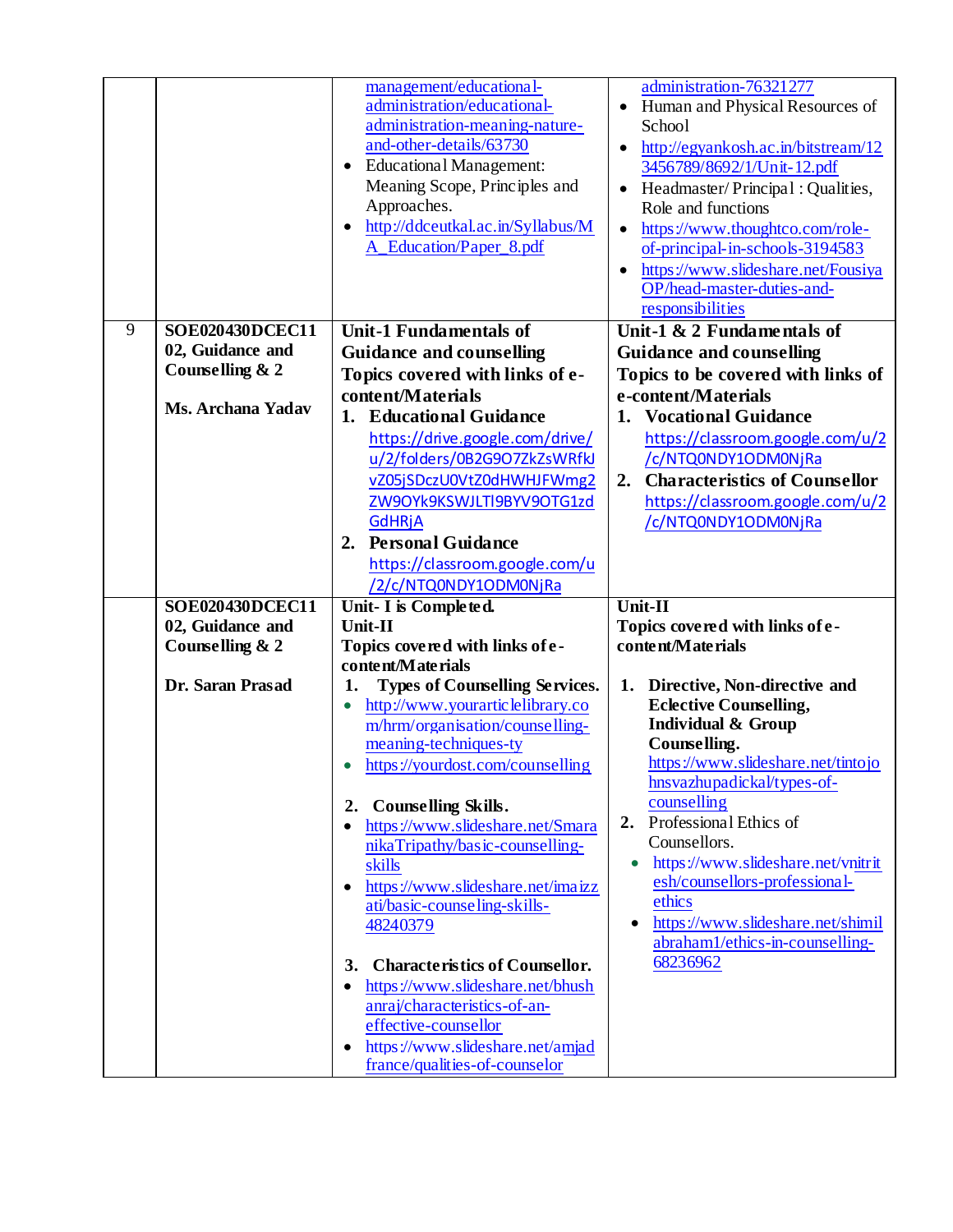| | | | |
|---|---|---|---|
| | | management/educational-administration/educational-administration-meaning-nature-and-other-details/63730<br>• Educational Management: Meaning Scope, Principles and Approaches.<br>• http://ddceutkal.ac.in/Syllabus/MA_Education/Paper_8.pdf | administration-76321277<br>• Human and Physical Resources of School<br>• http://egyankosh.ac.in/bitstream/123456789/8692/1/Unit-12.pdf<br>• Headmaster/ Principal : Qualities, Role and functions<br>• https://www.thoughtco.com/role-of-principal-in-schools-3194583<br>• https://www.slideshare.net/FousiyaOP/head-master-duties-and-responsibilities |
| 9 | **SOE020430DCEC1102, Guidance and Counselling & 2**<br><br>**Ms. Archana Yadav** | **Unit-1 Fundamentals of Guidance and counselling**<br>**Topics covered with links of e-content/Materials**<br>1. **Educational Guidance**<br>https://drive.google.com/drive/u/2/folders/0B2G9O7ZkZsWRfkJvZ05jSDczU0VtZ0dHWHJFWmg2ZW9OYk9KSWJLTl9BYV9OTG1zdGdHRjA<br>2. **Personal Guidance**<br>https://classroom.google.com/u/2/c/NTQ0NDY1ODM0NjRa | **Unit-1 & 2 Fundamentals of Guidance and counselling**<br>**Topics to be covered with links of e-content/Materials**<br>1. **Vocational Guidance**<br>https://classroom.google.com/u/2/c/NTQ0NDY1ODM0NjRa<br>2. **Characteristics of Counsellor**<br>https://classroom.google.com/u/2/c/NTQ0NDY1ODM0NjRa |
| | **SOE020430DCEC1102, Guidance and Counselling & 2**<br><br>**Dr. Saran Prasad** | **Unit- I is Completed.**<br>**Unit-II**<br>**Topics covered with links of e-content/Materials**<br>1. **Types of Counselling Services.**<br>• http://www.yourarticlelibrary.com/hrm/organisation/counselling-meaning-techniques-ty<br>• https://yourdost.com/counselling<br><br>2. **Counselling Skills.**<br>• https://www.slideshare.net/SmaranikaTripathy/basic-counselling-skills<br>• https://www.slideshare.net/imaizzati/basic-counseling-skills-48240379<br><br>3. **Characteristics of Counsellor.**<br>• https://www.slideshare.net/bhushanraj/characteristics-of-an-effective-counsellor<br>• https://www.slideshare.net/amjadfrance/qualities-of-counselor | **Unit-II**<br>**Topics covered with links of e-content/Materials**<br><br>1. **Directive, Non-directive and Eclective Counselling, Individual & Group Counselling.**<br>https://www.slideshare.net/tintojohnsvazhupadickal/types-of-counselling<br>2. Professional Ethics of Counsellors.<br>• https://www.slideshare.net/vnitritesh/counsellors-professional-ethics<br>• https://www.slideshare.net/shimilabraham1/ethics-in-counselling-68236962 |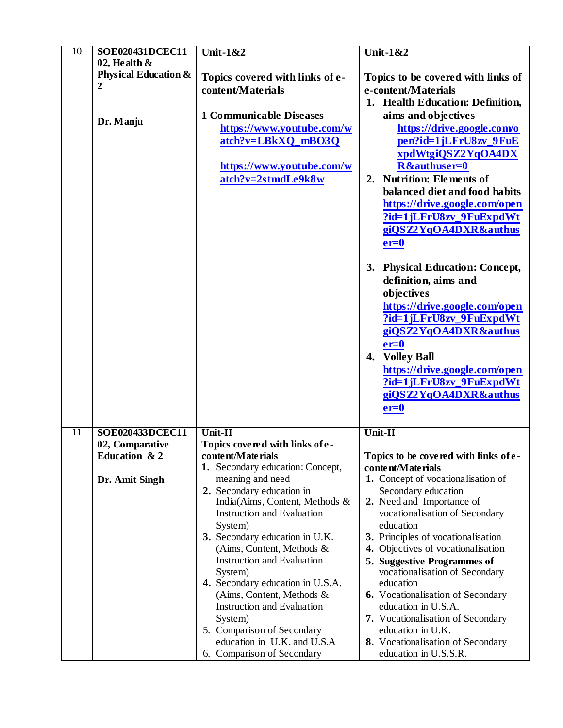| 10 | **SOE020431DCEC1102, Health & Physical Education & 2**<br><br>**Dr. Manju** | **Unit-1&2**<br><br>**Topics covered with links of e-content/Materials**<br><br>**1 Communicable Diseases**<br>**https://www.youtube.com/watch?v=LBkXQ_mBO3Q**<br><br>**https://www.youtube.com/watch?v=2stmdLe9k8w** | **Unit-1&2**<br><br>**Topics to be covered with links of e-content/Materials**<br>**1. Health Education: Definition, aims and objectives**<br>**https://drive.google.com/open?id=1jLFrU8zv_9FuExpdWtgiQSZ2YqOA4DXR&authuser=0**<br>**2. Nutrition: Elements of balanced diet and food habits**<br>**https://drive.google.com/open?id=1jLFrU8zv_9FuExpdWtgiQSZ2YqOA4DXR&authuser=0**<br><br>**3. Physical Education: Concept, definition, aims and objectives**<br>**https://drive.google.com/open?id=1jLFrU8zv_9FuExpdWtgiQSZ2YqOA4DXR&authuser=0**<br>**4. Volley Ball**<br>**https://drive.google.com/open?id=1jLFrU8zv_9FuExpdWtgiQSZ2YqOA4DXR&authuser=0** |
|---|---|---|---|
| 11 | **SOE020433DCEC1102, Comparative Education & 2**<br><br>**Dr. Amit Singh** | **Unit-II**<br>**Topics covered with links of e-content/Materials**<br>**1.** Secondary education: Concept, meaning and need<br>**2.** Secondary education in India(Aims, Content, Methods & Instruction and Evaluation System)<br>**3.** Secondary education in U.K. (Aims, Content, Methods & Instruction and Evaluation System)<br>**4.** Secondary education in U.S.A. (Aims, Content, Methods & Instruction and Evaluation System)<br>5. Comparison of Secondary education in U.K. and U.S.A<br>6. Comparison of Secondary | **Unit-II**<br><br>**Topics to be covered with links of e-content/Materials**<br>**1.** Concept of vocationalisation of Secondary education<br>**2.** Need and Importance of vocationalisation of Secondary education<br>**3.** Principles of vocationalisation<br>**4.** Objectives of vocationalisation<br>**5. Suggestive Programmes of** vocationalisation of Secondary education<br>**6.** Vocationalisation of Secondary education in U.S.A.<br>**7.** Vocationalisation of Secondary education in U.K.<br>**8.** Vocationalisation of Secondary education in U.S.S.R. |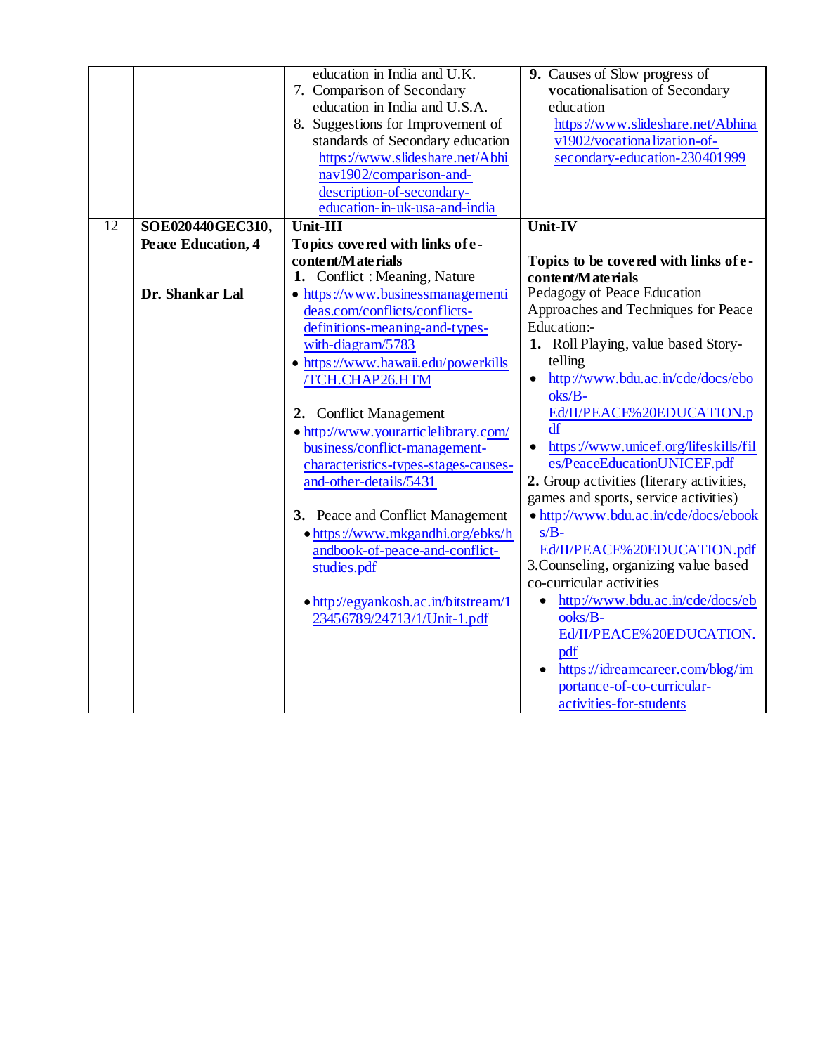| | | | |
|---|---|---|---|
| | | education in India and U.K.<br>7. Comparison of Secondary education in India and U.S.A.<br>8. Suggestions for Improvement of standards of Secondary education<br>https://www.slideshare.net/Abhinav1902/comparison-and-description-of-secondary-education-in-uk-usa-and-india | **9.** Causes of Slow progress of **v**ocationalisation of Secondary education<br>https://www.slideshare.net/Abhinav1902/vocationalization-of-secondary-education-230401999 |
| 12 | **SOE020440GEC310, Peace Education, 4**<br><br>**Dr. Shankar Lal** | **Unit-III**<br>**Topics covered with links of e-content/Materials**<br>**1.** Conflict : Meaning, Nature<br>• https://www.businessmanagementideas.com/conflicts/conflicts-definitions-meaning-and-types-with-diagram/5783<br>• https://www.hawaii.edu/powerkills/TCH.CHAP26.HTM<br><br>**2.** Conflict Management<br>• http://www.yourarticlelibrary.com/business/conflict-management-characteristics-types-stages-causes-and-other-details/5431<br><br>**3.** Peace and Conflict Management<br>• https://www.mkgandhi.org/ebks/handbook-of-peace-and-conflict-studies.pdf<br><br>• http://egyankosh.ac.in/bitstream/123456789/24713/1/Unit-1.pdf | **Unit-IV**<br><br>**Topics to be covered with links of e-content/Materials**<br>Pedagogy of Peace Education<br>Approaches and Techniques for Peace Education:-<br>**1.** Roll Playing, value based Story-telling<br>• http://www.bdu.ac.in/cde/docs/ebooks/B-Ed/II/PEACE%20EDUCATION.pdf<br>• https://www.unicef.org/lifeskills/files/PeaceEducationUNICEF.pdf<br>**2.** Group activities (literary activities, games and sports, service activities)<br>• http://www.bdu.ac.in/cde/docs/ebooks/B-Ed/II/PEACE%20EDUCATION.pdf<br>3.Counseling, organizing value based co-curricular activities<br>• http://www.bdu.ac.in/cde/docs/ebooks/B-Ed/II/PEACE%20EDUCATION.pdf<br>• https://idreamcareer.com/blog/importance-of-co-curricular-activities-for-students |